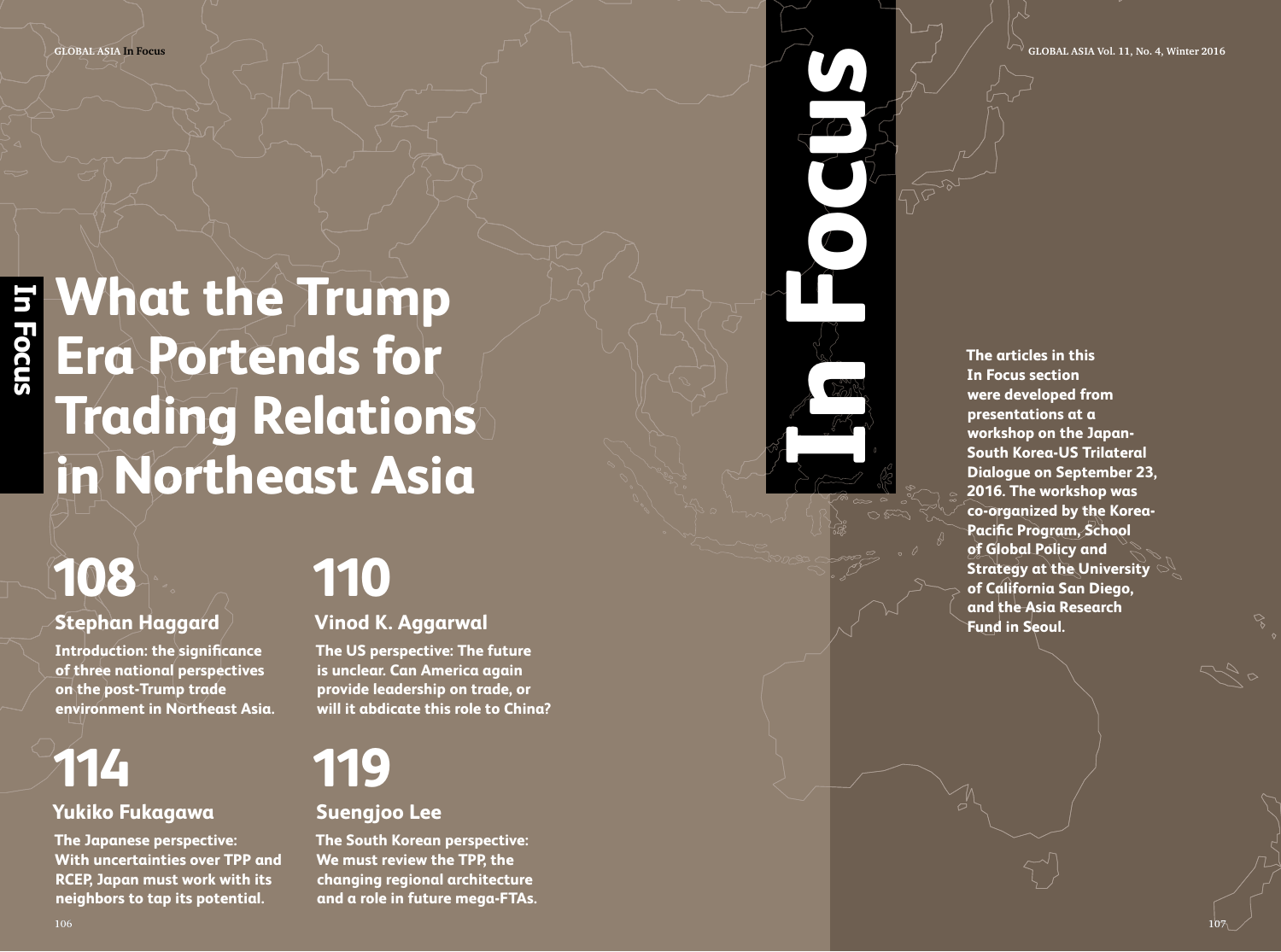# What the Trump Era Portends for Trading Relations in Northeast Asia

**108**

**Stephan Haggard**

**Introduction: the significance of three national perspectives on the post-Trump trade environment in Northeast Asia.**

**110**

**Vinod K. Aggarwal**

**The US perspective: The future is unclear. Can America again provide leadership on trade, or will it abdicate this role to China?**

**114**

**Yukiko Fukagawa**

**The Japanese perspective: With uncertainties over TPP and RCEP, Japan must work with its neighbors to tap its potential.**

**119**

**Suengjoo Lee**

**The South Korean perspective: We must review the TPP, the changing regional architecture and a role in future mega-FTAs.**

**The articles in this In Focus section were developed from presentations at a workshop on the Japan-South Korea-US Trilateral Dialogue on September 23, 2016. The workshop was co-organized by the Korea-Pacific Program, School of Global Policy and Strategy at the University of California San Diego, and the Asia Research Fund in Seoul.**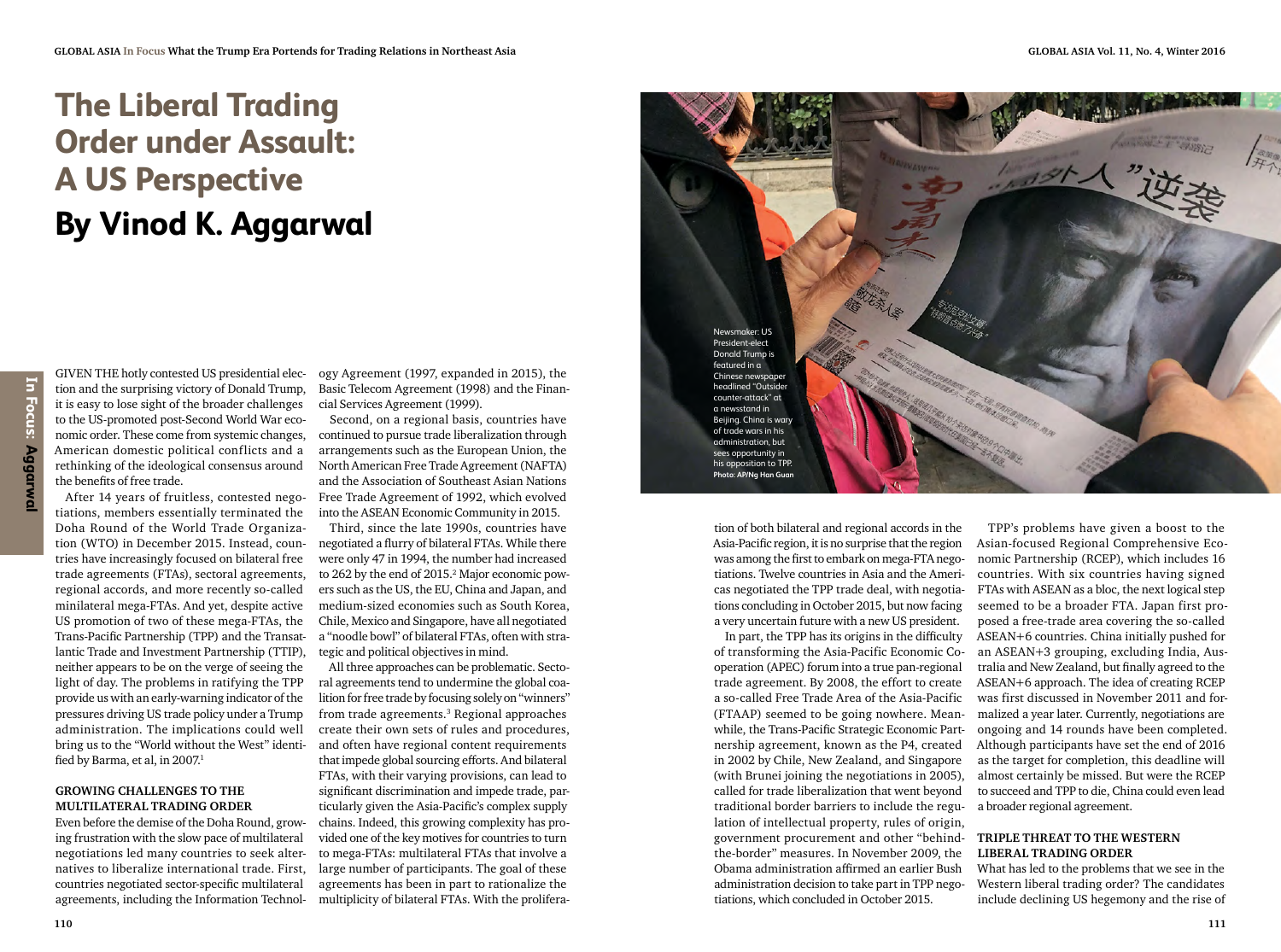# The Liberal Trading Order under Assault: A US Perspective

## By Vinod K. Aggarwal

GIVEN THE hotly contested US presidential election and the surprising victory of Donald Trump, it is easy to lose sight of the broader challenges to the US-promoted post-Second World War economic order. These come from systemic changes, American domestic political conflicts and a rethinking of the ideological consensus around the benefits of free trade.

After 14 years of fruitless, contested negotiations, members essentially terminated the Doha Round of the World Trade Organization (WTO) in December 2015. Instead, countries have increasingly focused on bilateral free trade agreements (FTAs), sectoral agreements, regional accords, and more recently so-called minilateral mega-FTAs. And yet, despite active US promotion of two of these mega-FTAs, the Trans-Pacific Partnership (TPP) and the Transatlantic Trade and Investment Partnership (TTIP), neither appears to be on the verge of seeing the light of day. The problems in ratifying the TPP provide us with an early-warning indicator of the pressures driving US trade policy under a Trump administration. The implications could well bring us to the "World without the West" identified by Barma, et al, in 2007.[1]

### GROWING CHALLENGES TO THE MULTILATERAL TRADING ORDER

Even before the demise of the Doha Round, growing frustration with the slow pace of multilateral negotiations led many countries to seek alternatives to liberalize international trade. First, countries negotiated sector-specific multilateral agreements, including the Information Technology Agreement (1997, expanded in 2015), the Basic Telecom Agreement (1998) and the Financial Services Agreement (1999).

Second, on a regional basis, countries have continued to pursue trade liberalization through arrangements such as the European Union, the North American Free Trade Agreement (NAFTA) and the Association of Southeast Asian Nations Free Trade Agreement of 1992, which evolved into the ASEAN Economic Community in 2015.

Third, since the late 1990s, countries have negotiated a flurry of bilateral FTAs. While there were only 47 in 1994, the number had increased to 262 by the end of 2015.[2] Major economic powers such as the US, the EU, China and Japan, and medium-sized economies such as South Korea, Chile, Mexico and Singapore, have all negotiated a "noodle bowl" of bilateral FTAs, often with strategic and political objectives in mind.

All three approaches can be problematic. Sectoral agreements tend to undermine the global coalition for free trade by focusing solely on "winners" from trade agreements.[3] Regional approaches create their own sets of rules and procedures, and often have regional content requirements that impede global sourcing efforts. And bilateral FTAs, with their varying provisions, can lead to significant discrimination and impede trade, particularly given the Asia-Pacific's complex supply chains. Indeed, this growing complexity has provided one of the key motives for countries to turn to mega-FTAs: multilateral FTAs that involve a large number of participants. The goal of these agreements has been in part to rationalize the multiplicity of bilateral FTAs. With the proliferation of both bilateral and regional accords in the Asia-Pacific region, it is no surprise that the region was among the first to embark on mega-FTA negotiations. Twelve countries in Asia and the Americas negotiated the TPP trade deal, with negotiations concluding in October 2015, but now facing a very uncertain future with a new US president.

Newsmaker: US President-elect Donald Trump is featured in a Chinese newspaper headlined "Outsider counter-attack" at a newsstand in Beijing. China is wary of trade wars in his administration, but sees opportunity in his opposition to TPP. **Photo: AP/Ng Han Guan**

In part, the TPP has its origins in the difficulty of transforming the Asia-Pacific Economic Cooperation (APEC) forum into a true pan-regional trade agreement. By 2008, the effort to create a so-called Free Trade Area of the Asia-Pacific (FTAAP) seemed to be going nowhere. Meanwhile, the Trans-Pacific Strategic Economic Partnership agreement, known as the P4, created in 2002 by Chile, New Zealand, and Singapore (with Brunei joining the negotiations in 2005), called for trade liberalization that went beyond traditional border barriers to include the regulation of intellectual property, rules of origin, government procurement and other "behind-the-border" measures. In November 2009, the Obama administration affirmed an earlier Bush administration decision to take part in TPP negotiations, which concluded in October 2015.

TPP's problems have given a boost to the Asian-focused Regional Comprehensive Economic Partnership (RCEP), which includes 16 countries. With six countries having signed FTAs with ASEAN as a bloc, the next logical step seemed to be a broader FTA. Japan first proposed a free-trade area covering the so-called ASEAN+6 countries. China initially pushed for an ASEAN+3 grouping, excluding India, Australia and New Zealand, but finally agreed to the ASEAN+6 approach. The idea of creating RCEP was first discussed in November 2011 and formalized a year later. Currently, negotiations are ongoing and 14 rounds have been completed. Although participants have set the end of 2016 as the target for completion, this deadline will almost certainly be missed. But were the RCEP to succeed and TPP to die, China could even lead a broader regional agreement.

### TRIPLE THREAT TO THE WESTERN LIBERAL TRADING ORDER

What has led to the problems that we see in the Western liberal trading order? The candidates include declining US hegemony and the rise of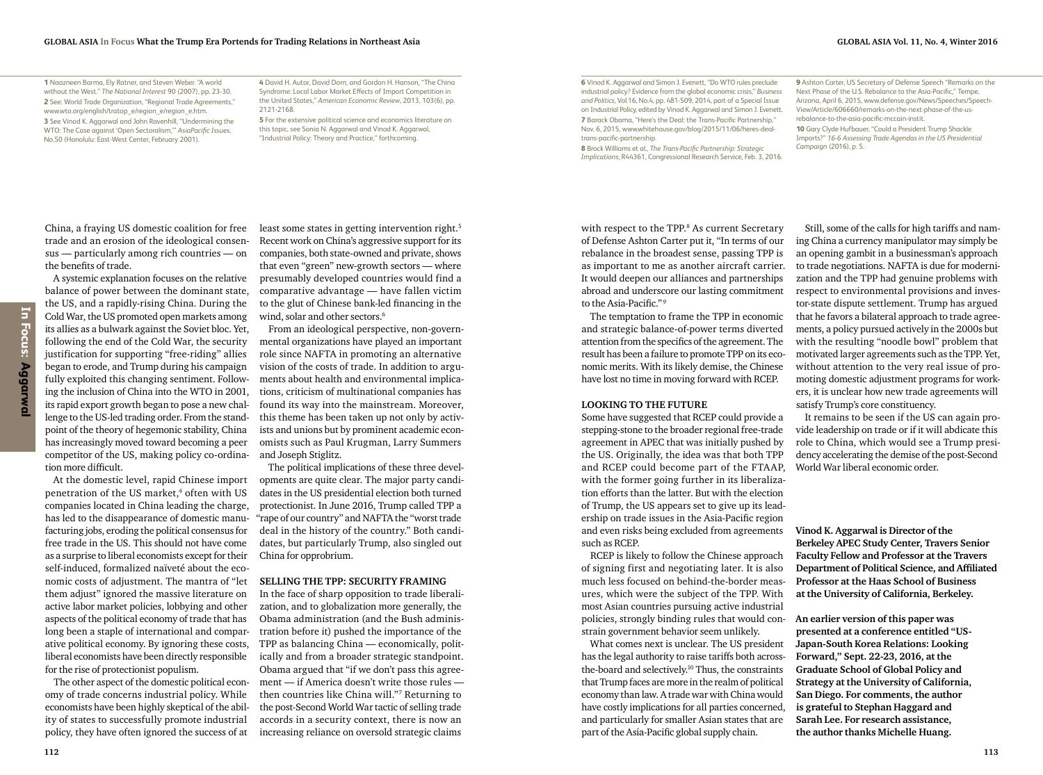China, a fraying US domestic coalition for free trade and an erosion of the ideological consensus — particularly among rich countries — on the benefits of trade.

A systemic explanation focuses on the relative balance of power between the dominant state, the US, and a rapidly-rising China. During the Cold War, the US promoted open markets among its allies as a bulwark against the Soviet bloc. Yet, following the end of the Cold War, the security justification for supporting "free-riding" allies began to erode, and Trump during his campaign fully exploited this changing sentiment. Following the inclusion of China into the WTO in 2001, its rapid export growth began to pose a new challenge to the US-led trading order. From the standpoint of the theory of hegemonic stability, China has increasingly moved toward becoming a peer competitor of the US, making policy co-ordination more difficult.

At the domestic level, rapid Chinese import penetration of the US market,[4] often with US companies located in China leading the charge, has led to the disappearance of domestic manufacturing jobs, eroding the political consensus for free trade in the US. This should not have come as a surprise to liberal economists except for their self-induced, formalized naïveté about the economic costs of adjustment. The mantra of "let them adjust" ignored the massive literature on active labor market policies, lobbying and other aspects of the political economy of trade that has long been a staple of international and comparative political economy. By ignoring these costs, liberal economists have been directly responsible for the rise of protectionist populism.

The other aspect of the domestic political economy of trade concerns industrial policy. While economists have been highly skeptical of the ability of states to successfully promote industrial policy, they have often ignored the success of at least some states in getting intervention right.[5] Recent work on China's aggressive support for its companies, both state-owned and private, shows that even "green" new-growth sectors — where presumably developed countries would find a comparative advantage — have fallen victim to the glut of Chinese bank-led financing in the wind, solar and other sectors.[6]

From an ideological perspective, non-governmental organizations have played an important role since NAFTA in promoting an alternative vision of the costs of trade. In addition to arguments about health and environmental implications, criticism of multinational companies has found its way into the mainstream. Moreover, this theme has been taken up not only by activists and unions but by prominent academic economists such as Paul Krugman, Larry Summers and Joseph Stiglitz.

The political implications of these three developments are quite clear. The major party candidates in the US presidential election both turned protectionist. In June 2016, Trump called TPP a "rape of our country" and NAFTA the "worst trade deal in the history of the country." Both candidates, but particularly Trump, also singled out China for opprobrium.

### SELLING THE TPP: SECURITY FRAMING

In the face of sharp opposition to trade liberalization, and to globalization more generally, the Obama administration (and the Bush administration before it) pushed the importance of the TPP as balancing China — economically, politically and from a broader strategic standpoint. Obama argued that "if we don't pass this agreement — if America doesn't write those rules — then countries like China will."[7] Returning to the post-Second World War tactic of selling trade accords in a security context, there is now an increasing reliance on oversold strategic claims with respect to the TPP.[8] As current Secretary of Defense Ashton Carter put it, "In terms of our rebalance in the broadest sense, passing TPP is as important to me as another aircraft carrier. It would deepen our alliances and partnerships abroad and underscore our lasting commitment to the Asia-Pacific."[9]

The temptation to frame the TPP in economic and strategic balance-of-power terms diverted attention from the specifics of the agreement. The result has been a failure to promote TPP on its economic merits. With its likely demise, the Chinese have lost no time in moving forward with RCEP.

### LOOKING TO THE FUTURE

Some have suggested that RCEP could provide a stepping-stone to the broader regional free-trade agreement in APEC that was initially pushed by the US. Originally, the idea was that both TPP and RCEP could become part of the FTAAP, with the former going further in its liberalization efforts than the latter. But with the election of Trump, the US appears set to give up its leadership on trade issues in the Asia-Pacific region and even risks being excluded from agreements such as RCEP.

RCEP is likely to follow the Chinese approach of signing first and negotiating later. It is also much less focused on behind-the-border measures, which were the subject of the TPP. With most Asian countries pursuing active industrial policies, strongly binding rules that would constrain government behavior seem unlikely.

What comes next is unclear. The US president has the legal authority to raise tariffs both across-the-board and selectively.[10] Thus, the constraints that Trump faces are more in the realm of political economy than law. A trade war with China would have costly implications for all parties concerned, and particularly for smaller Asian states that are part of the Asia-Pacific global supply chain.

Still, some of the calls for high tariffs and naming China a currency manipulator may simply be an opening gambit in a businessman's approach to trade negotiations. NAFTA is due for modernization and the TPP had genuine problems with respect to environmental provisions and investor-state dispute settlement. Trump has argued that he favors a bilateral approach to trade agreements, a policy pursued actively in the 2000s but with the resulting "noodle bowl" problem that motivated larger agreements such as the TPP. Yet, without attention to the very real issue of promoting domestic adjustment programs for workers, it is unclear how new trade agreements will satisfy Trump's core constituency.

It remains to be seen if the US can again provide leadership on trade or if it will abdicate this role to China, which would see a Trump presidency accelerating the demise of the post-Second World War liberal economic order.

**Vinod K. Aggarwal is Director of the Berkeley APEC Study Center, Travers Senior Faculty Fellow and Professor at the Travers Department of Political Science, and Affiliated Professor at the Haas School of Business at the University of California, Berkeley.**

**An earlier version of this paper was presented at a conference entitled "US-Japan-South Korea Relations: Looking Forward," Sept. 22-23, 2016, at the Graduate School of Global Policy and Strategy at the University of California, San Diego. For comments, the author is grateful to Stephan Haggard and Sarah Lee. For research assistance, the author thanks Michelle Huang.**

---

1 Naazneen Barma, Ely Ratner, and Steven Weber. "A world without the West." *The National Interest* 90 (2007), pp. 23-30.

2 See: World Trade Organization, "Regional Trade Agreements," www.wto.org/english/tratop_e/region_e/region_e.htm.

3 See Vinod K. Aggarwal and John Ravenhill, "Undermining the WTO: The Case against 'Open Sectoralism,'" *AsiaPacific Issues*, No.50 (Honolulu: East-West Center, February 2001).

4 David H. Autor, David Dorn, and Gordon H. Hanson, "The China Syndrome: Local Labor Market Effects of Import Competition in the United States," *American Economic Review*, 2013, 103(6), pp. 2121-2168.

5 For the extensive political science and economics literature on this topic, see Sonia N. Aggarwal and Vinod K. Aggarwal, "Industrial Policy: Theory and Practice," forthcoming.

6 Vinod K. Aggarwal and Simon J. Evenett, "Do WTO rules preclude industrial policy? Evidence from the global economic crisis," *Business and Politics*, Vol.16, No.4, pp. 481-509, 2014, part of a Special Issue on Industrial Policy, edited by Vinod K. Aggarwal and Simon J. Evenett.

7 Barack Obama, "Here's the Deal: the Trans-Pacific Partnership," Nov. 6, 2015, www.whitehouse.gov/blog/2015/11/06/heres-deal-trans-pacific-partnership.

8 Brock Williams et al., *The Trans-Pacific Partnership: Strategic Implications*, R44361, Congressional Research Service, Feb. 3, 2016.

9 Ashton Carter, US Secretary of Defense Speech "Remarks on the Next Phase of the U.S. Rebalance to the Asia-Pacific," Tempe, Arizona, April 6, 2015, www.defense.gov/News/Speeches/Speech-View/Article/606660/remarks-on-the-next-phase-of-the-us-rebalance-to-the-asia-pacific-mccain-instit.

10 Gary Clyde Hufbauer, "Could a President Trump Shackle Imports?" *16-6 Assessing Trade Agendas in the US Presidential Campaign* (2016), p. 5.